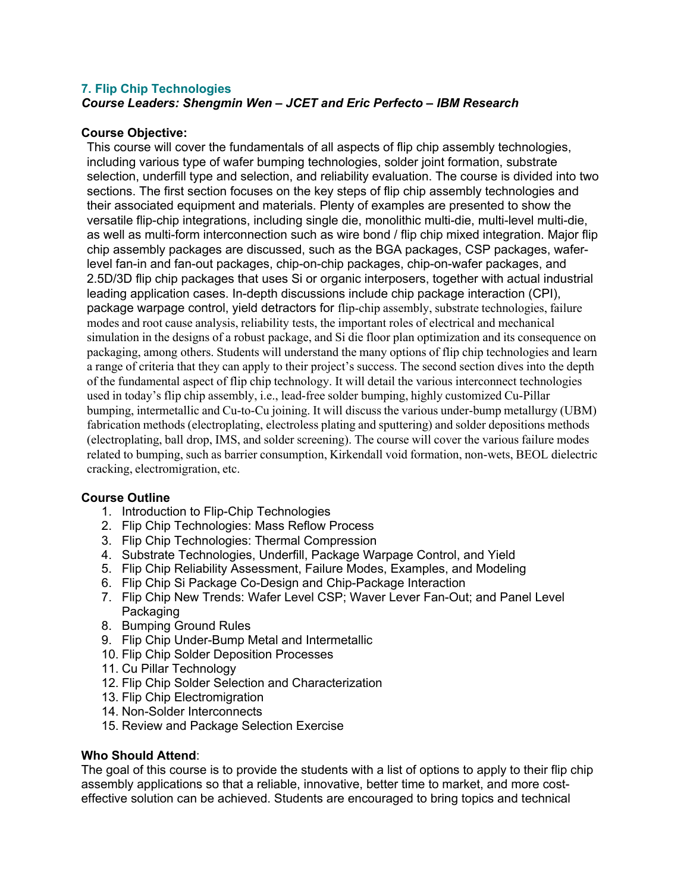## 7. Flip Chip Technologies

***Course Leaders: Shengmin Wen – JCET and Eric Perfecto – IBM Research***

**Course Objective:**

This course will cover the fundamentals of all aspects of flip chip assembly technologies, including various type of wafer bumping technologies, solder joint formation, substrate selection, underfill type and selection, and reliability evaluation. The course is divided into two sections. The first section focuses on the key steps of flip chip assembly technologies and their associated equipment and materials. Plenty of examples are presented to show the versatile flip-chip integrations, including single die, monolithic multi-die, multi-level multi-die, as well as multi-form interconnection such as wire bond / flip chip mixed integration. Major flip chip assembly packages are discussed, such as the BGA packages, CSP packages, wafer-level fan-in and fan-out packages, chip-on-chip packages, chip-on-wafer packages, and 2.5D/3D flip chip packages that uses Si or organic interposers, together with actual industrial leading application cases. In-depth discussions include chip package interaction (CPI), package warpage control, yield detractors for flip-chip assembly, substrate technologies, failure modes and root cause analysis, reliability tests, the important roles of electrical and mechanical simulation in the designs of a robust package, and Si die floor plan optimization and its consequence on packaging, among others. Students will understand the many options of flip chip technologies and learn a range of criteria that they can apply to their project's success. The second section dives into the depth of the fundamental aspect of flip chip technology. It will detail the various interconnect technologies used in today's flip chip assembly, i.e., lead-free solder bumping, highly customized Cu-Pillar bumping, intermetallic and Cu-to-Cu joining. It will discuss the various under-bump metallurgy (UBM) fabrication methods (electroplating, electroless plating and sputtering) and solder depositions methods (electroplating, ball drop, IMS, and solder screening). The course will cover the various failure modes related to bumping, such as barrier consumption, Kirkendall void formation, non-wets, BEOL dielectric cracking, electromigration, etc.

**Course Outline**

1. Introduction to Flip-Chip Technologies
2. Flip Chip Technologies: Mass Reflow Process
3. Flip Chip Technologies: Thermal Compression
4. Substrate Technologies, Underfill, Package Warpage Control, and Yield
5. Flip Chip Reliability Assessment, Failure Modes, Examples, and Modeling
6. Flip Chip Si Package Co-Design and Chip-Package Interaction
7. Flip Chip New Trends: Wafer Level CSP; Waver Lever Fan-Out; and Panel Level Packaging
8. Bumping Ground Rules
9. Flip Chip Under-Bump Metal and Intermetallic
10. Flip Chip Solder Deposition Processes
11. Cu Pillar Technology
12. Flip Chip Solder Selection and Characterization
13. Flip Chip Electromigration
14. Non-Solder Interconnects
15. Review and Package Selection Exercise

**Who Should Attend**:

The goal of this course is to provide the students with a list of options to apply to their flip chip assembly applications so that a reliable, innovative, better time to market, and more cost-effective solution can be achieved. Students are encouraged to bring topics and technical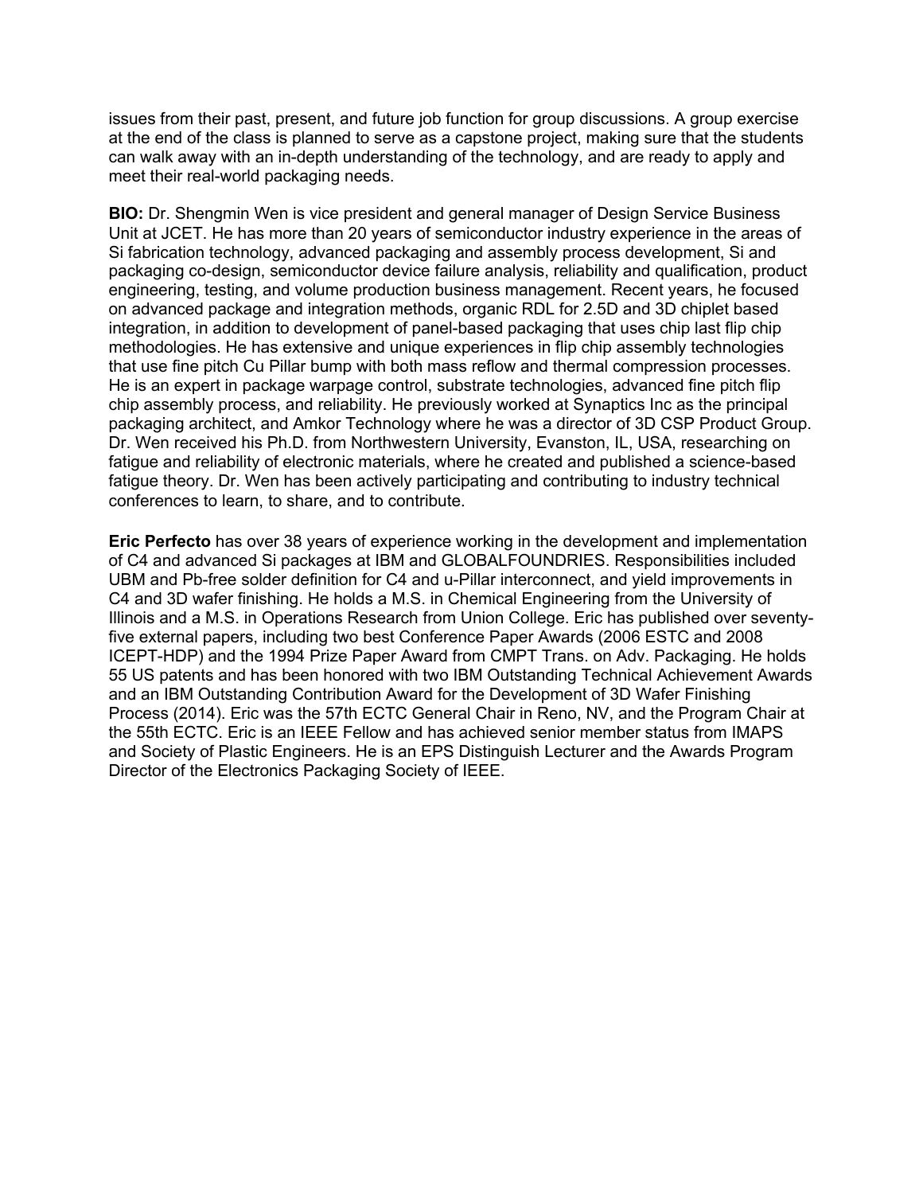issues from their past, present, and future job function for group discussions. A group exercise at the end of the class is planned to serve as a capstone project, making sure that the students can walk away with an in-depth understanding of the technology, and are ready to apply and meet their real-world packaging needs.

**BIO:** Dr. Shengmin Wen is vice president and general manager of Design Service Business Unit at JCET. He has more than 20 years of semiconductor industry experience in the areas of Si fabrication technology, advanced packaging and assembly process development, Si and packaging co-design, semiconductor device failure analysis, reliability and qualification, product engineering, testing, and volume production business management. Recent years, he focused on advanced package and integration methods, organic RDL for 2.5D and 3D chiplet based integration, in addition to development of panel-based packaging that uses chip last flip chip methodologies. He has extensive and unique experiences in flip chip assembly technologies that use fine pitch Cu Pillar bump with both mass reflow and thermal compression processes. He is an expert in package warpage control, substrate technologies, advanced fine pitch flip chip assembly process, and reliability. He previously worked at Synaptics Inc as the principal packaging architect, and Amkor Technology where he was a director of 3D CSP Product Group. Dr. Wen received his Ph.D. from Northwestern University, Evanston, IL, USA, researching on fatigue and reliability of electronic materials, where he created and published a science-based fatigue theory. Dr. Wen has been actively participating and contributing to industry technical conferences to learn, to share, and to contribute.

**Eric Perfecto** has over 38 years of experience working in the development and implementation of C4 and advanced Si packages at IBM and GLOBALFOUNDRIES. Responsibilities included UBM and Pb-free solder definition for C4 and u-Pillar interconnect, and yield improvements in C4 and 3D wafer finishing. He holds a M.S. in Chemical Engineering from the University of Illinois and a M.S. in Operations Research from Union College. Eric has published over seventy-five external papers, including two best Conference Paper Awards (2006 ESTC and 2008 ICEPT-HDP) and the 1994 Prize Paper Award from CMPT Trans. on Adv. Packaging. He holds 55 US patents and has been honored with two IBM Outstanding Technical Achievement Awards and an IBM Outstanding Contribution Award for the Development of 3D Wafer Finishing Process (2014). Eric was the 57th ECTC General Chair in Reno, NV, and the Program Chair at the 55th ECTC. Eric is an IEEE Fellow and has achieved senior member status from IMAPS and Society of Plastic Engineers. He is an EPS Distinguish Lecturer and the Awards Program Director of the Electronics Packaging Society of IEEE.